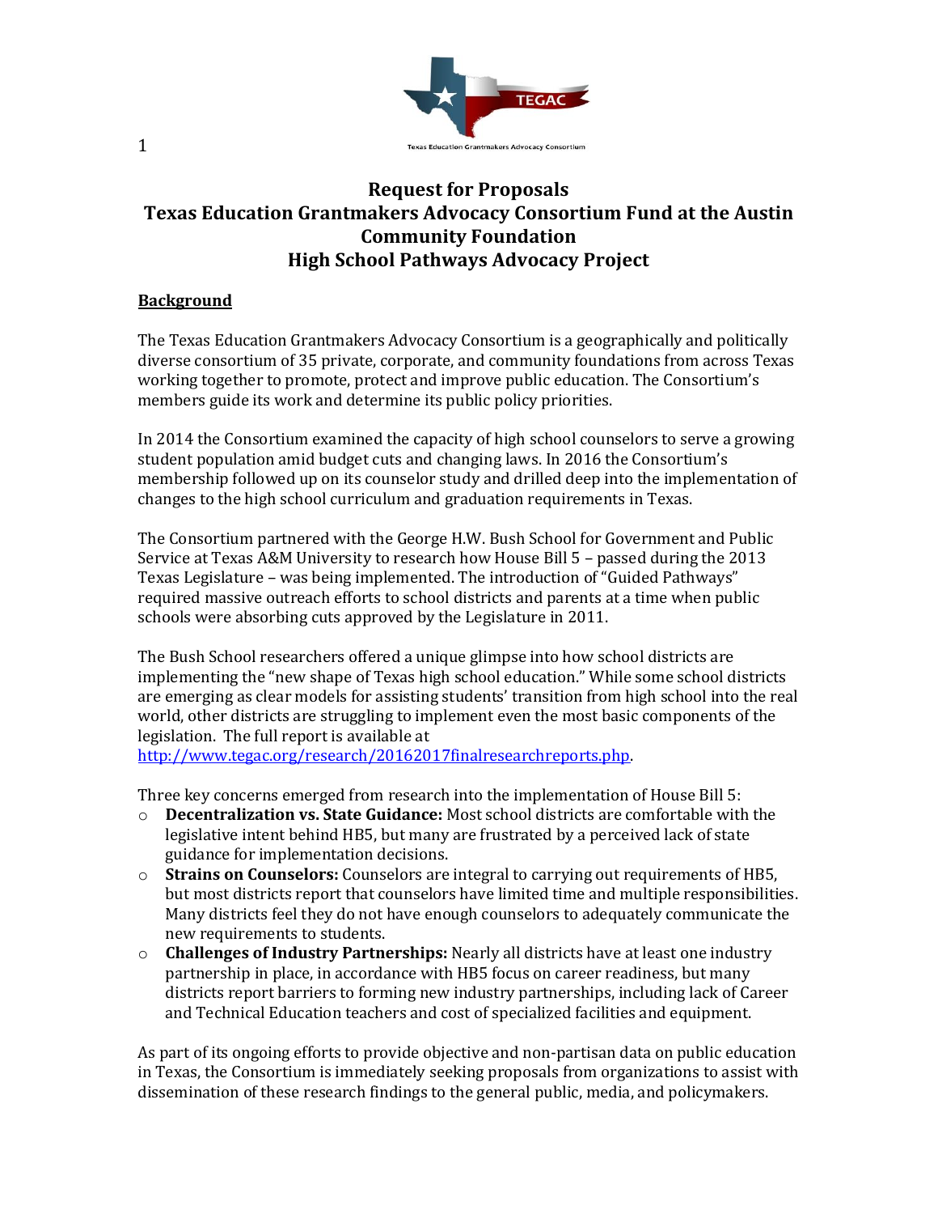# Request for Proposals
# Texas Education Grantmakers Advocacy Consortium Fund at the Austin Community Foundation
# High School Pathways Advocacy Project

## Background

The Texas Education Grantmakers Advocacy Consortium is a geographically and politically diverse consortium of 35 private, corporate, and community foundations from across Texas working together to promote, protect and improve public education. The Consortium's members guide its work and determine its public policy priorities.

In 2014 the Consortium examined the capacity of high school counselors to serve a growing student population amid budget cuts and changing laws. In 2016 the Consortium's membership followed up on its counselor study and drilled deep into the implementation of changes to the high school curriculum and graduation requirements in Texas.

The Consortium partnered with the George H.W. Bush School for Government and Public Service at Texas A&M University to research how House Bill 5 – passed during the 2013 Texas Legislature – was being implemented. The introduction of "Guided Pathways" required massive outreach efforts to school districts and parents at a time when public schools were absorbing cuts approved by the Legislature in 2011.

The Bush School researchers offered a unique glimpse into how school districts are implementing the "new shape of Texas high school education." While some school districts are emerging as clear models for assisting students' transition from high school into the real world, other districts are struggling to implement even the most basic components of the legislation. The full report is available at http://www.tegac.org/research/20162017finalresearchreports.php.

Three key concerns emerged from research into the implementation of House Bill 5:

- **Decentralization vs. State Guidance:** Most school districts are comfortable with the legislative intent behind HB5, but many are frustrated by a perceived lack of state guidance for implementation decisions.
- **Strains on Counselors:** Counselors are integral to carrying out requirements of HB5, but most districts report that counselors have limited time and multiple responsibilities. Many districts feel they do not have enough counselors to adequately communicate the new requirements to students.
- **Challenges of Industry Partnerships:** Nearly all districts have at least one industry partnership in place, in accordance with HB5 focus on career readiness, but many districts report barriers to forming new industry partnerships, including lack of Career and Technical Education teachers and cost of specialized facilities and equipment.

As part of its ongoing efforts to provide objective and non-partisan data on public education in Texas, the Consortium is immediately seeking proposals from organizations to assist with dissemination of these research findings to the general public, media, and policymakers.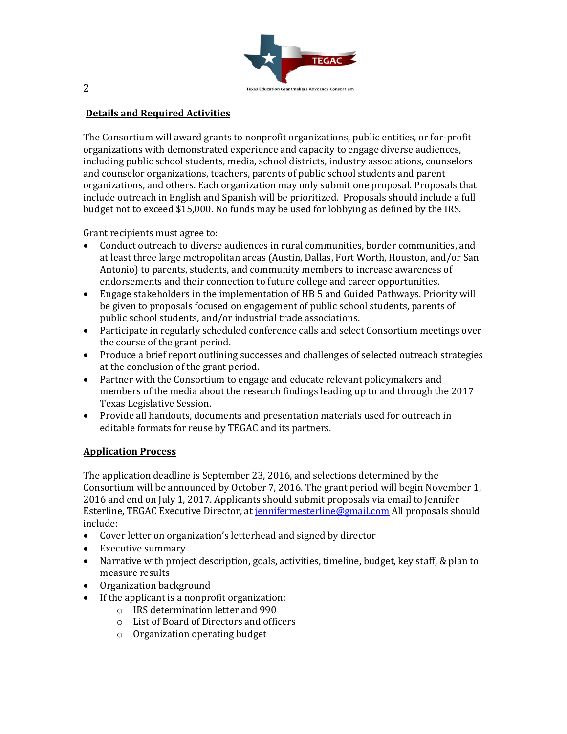## Details and Required Activities

The Consortium will award grants to nonprofit organizations, public entities, or for-profit organizations with demonstrated experience and capacity to engage diverse audiences, including public school students, media, school districts, industry associations, counselors and counselor organizations, teachers, parents of public school students and parent organizations, and others. Each organization may only submit one proposal. Proposals that include outreach in English and Spanish will be prioritized. Proposals should include a full budget not to exceed $15,000. No funds may be used for lobbying as defined by the IRS.

Grant recipients must agree to:

- Conduct outreach to diverse audiences in rural communities, border communities, and at least three large metropolitan areas (Austin, Dallas, Fort Worth, Houston, and/or San Antonio) to parents, students, and community members to increase awareness of endorsements and their connection to future college and career opportunities.
- Engage stakeholders in the implementation of HB 5 and Guided Pathways. Priority will be given to proposals focused on engagement of public school students, parents of public school students, and/or industrial trade associations.
- Participate in regularly scheduled conference calls and select Consortium meetings over the course of the grant period.
- Produce a brief report outlining successes and challenges of selected outreach strategies at the conclusion of the grant period.
- Partner with the Consortium to engage and educate relevant policymakers and members of the media about the research findings leading up to and through the 2017 Texas Legislative Session.
- Provide all handouts, documents and presentation materials used for outreach in editable formats for reuse by TEGAC and its partners.

## Application Process

The application deadline is September 23, 2016, and selections determined by the Consortium will be announced by October 7, 2016. The grant period will begin November 1, 2016 and end on July 1, 2017. Applicants should submit proposals via email to Jennifer Esterline, TEGAC Executive Director, at jennifermesterline@gmail.com All proposals should include:

- Cover letter on organization's letterhead and signed by director
- Executive summary
- Narrative with project description, goals, activities, timeline, budget, key staff, & plan to measure results
- Organization background
- If the applicant is a nonprofit organization:
  - IRS determination letter and 990
  - List of Board of Directors and officers
  - Organization operating budget